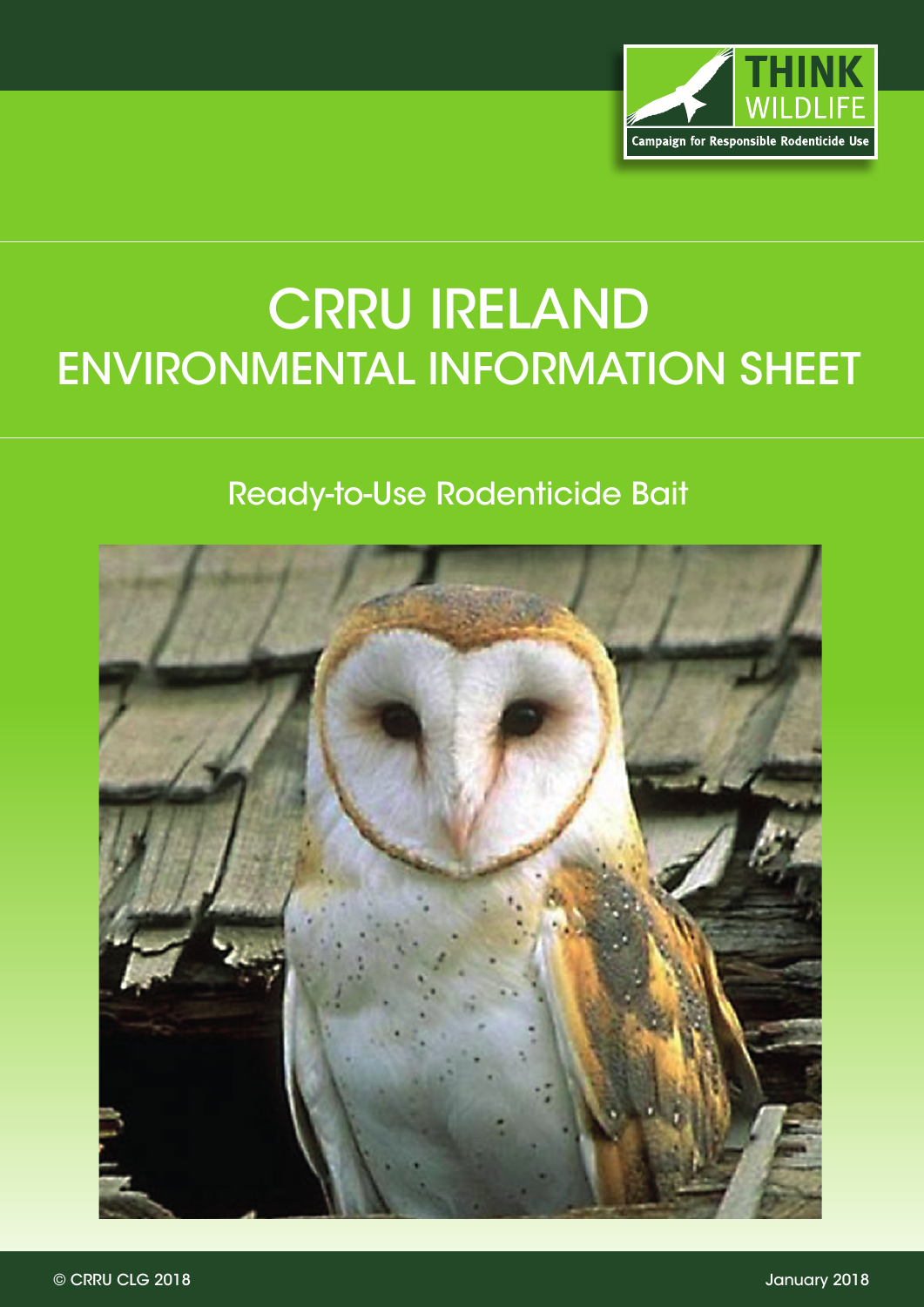THINK WILDLIFE

Campaign for Responsible Rodenticide Use

# CRRU IRELAND
# ENVIRONMENTAL INFORMATION SHEET

## Ready-to-Use Rodenticide Bait

© CRRU CLG 2018

January 2018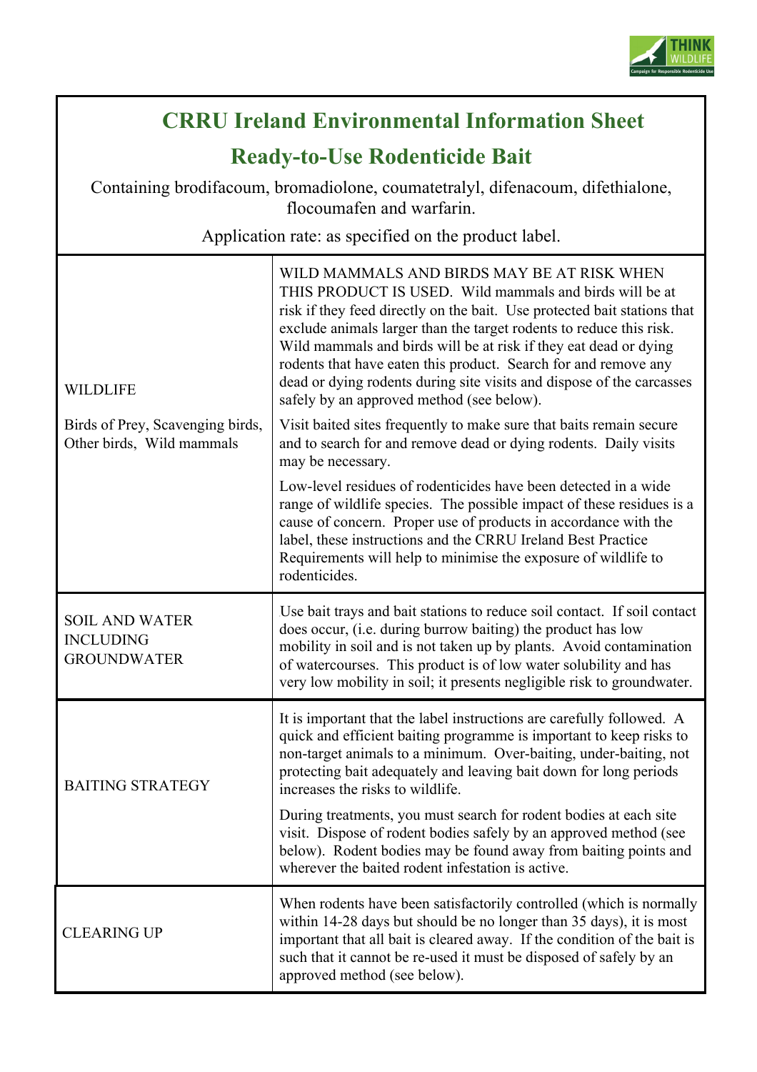# CRRU Ireland Environmental Information Sheet

## Ready-to-Use Rodenticide Bait

Containing brodifacoum, bromadiolone, coumatetralyl, difenacoum, difethialone, flocoumafen and warfarin.

Application rate: as specified on the product label.

| | |
|---|---|
| WILDLIFE<br><br>Birds of Prey, Scavenging birds, Other birds, Wild mammals | WILD MAMMALS AND BIRDS MAY BE AT RISK WHEN THIS PRODUCT IS USED. Wild mammals and birds will be at risk if they feed directly on the bait. Use protected bait stations that exclude animals larger than the target rodents to reduce this risk. Wild mammals and birds will be at risk if they eat dead or dying rodents that have eaten this product. Search for and remove any dead or dying rodents during site visits and dispose of the carcasses safely by an approved method (see below).<br><br>Visit baited sites frequently to make sure that baits remain secure and to search for and remove dead or dying rodents. Daily visits may be necessary.<br><br>Low-level residues of rodenticides have been detected in a wide range of wildlife species. The possible impact of these residues is a cause of concern. Proper use of products in accordance with the label, these instructions and the CRRU Ireland Best Practice Requirements will help to minimise the exposure of wildlife to rodenticides. |
| SOIL AND WATER INCLUDING GROUNDWATER | Use bait trays and bait stations to reduce soil contact. If soil contact does occur, (i.e. during burrow baiting) the product has low mobility in soil and is not taken up by plants. Avoid contamination of watercourses. This product is of low water solubility and has very low mobility in soil; it presents negligible risk to groundwater. |
| BAITING STRATEGY | It is important that the label instructions are carefully followed. A quick and efficient baiting programme is important to keep risks to non-target animals to a minimum. Over-baiting, under-baiting, not protecting bait adequately and leaving bait down for long periods increases the risks to wildlife.<br><br>During treatments, you must search for rodent bodies at each site visit. Dispose of rodent bodies safely by an approved method (see below). Rodent bodies may be found away from baiting points and wherever the baited rodent infestation is active. |
| CLEARING UP | When rodents have been satisfactorily controlled (which is normally within 14-28 days but should be no longer than 35 days), it is most important that all bait is cleared away. If the condition of the bait is such that it cannot be re-used it must be disposed of safely by an approved method (see below). |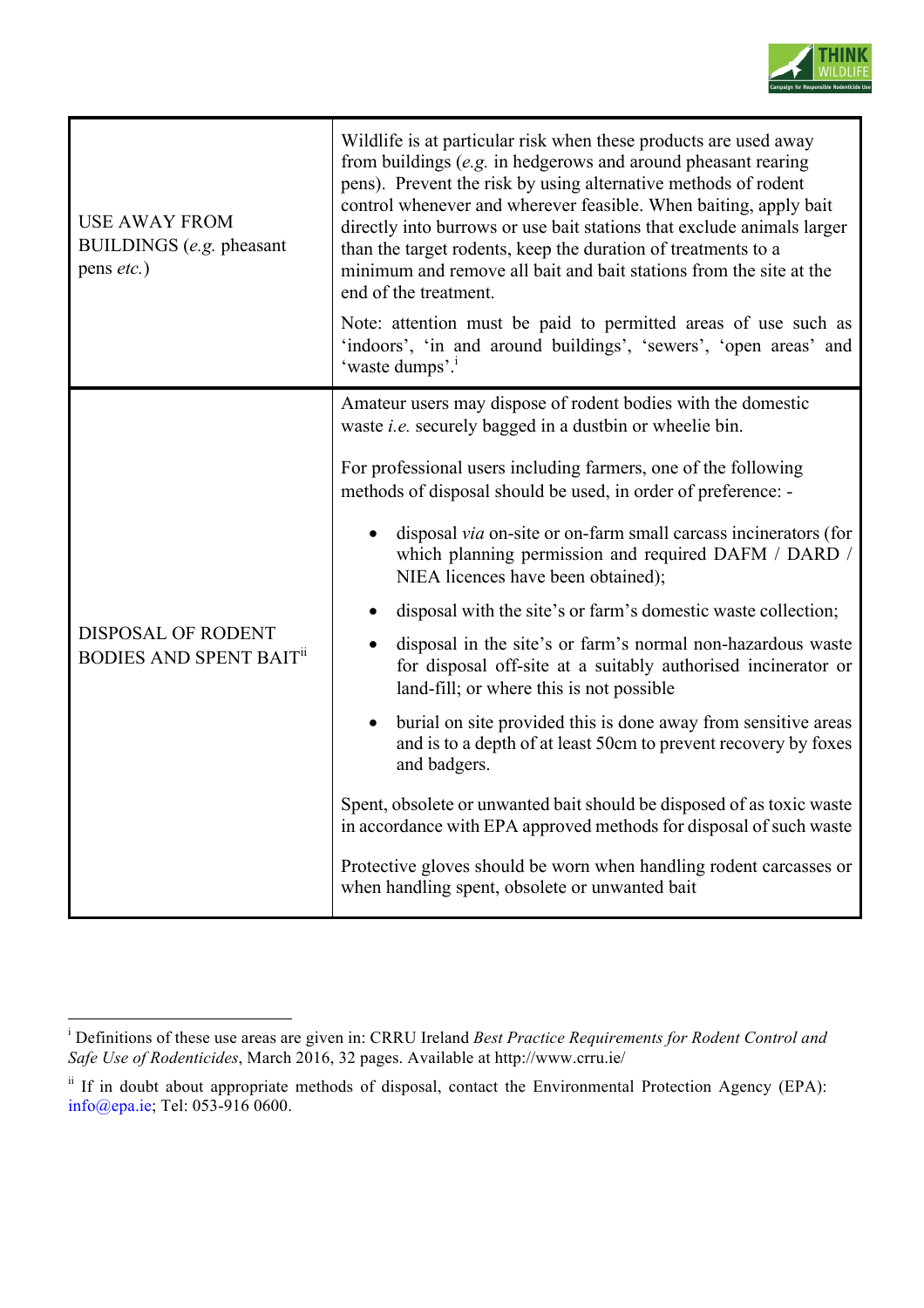| | |
|---|---|
| USE AWAY FROM BUILDINGS (*e.g.* pheasant pens *etc.*) | Wildlife is at particular risk when these products are used away from buildings (*e.g.* in hedgerows and around pheasant rearing pens). Prevent the risk by using alternative methods of rodent control whenever and wherever feasible. When baiting, apply bait directly into burrows or use bait stations that exclude animals larger than the target rodents, keep the duration of treatments to a minimum and remove all bait and bait stations from the site at the end of the treatment.<br><br>Note: attention must be paid to permitted areas of use such as 'indoors', 'in and around buildings', 'sewers', 'open areas' and 'waste dumps'.[i] |
| DISPOSAL OF RODENT BODIES AND SPENT BAIT[ii] | Amateur users may dispose of rodent bodies with the domestic waste *i.e.* securely bagged in a dustbin or wheelie bin.<br><br>For professional users including farmers, one of the following methods of disposal should be used, in order of preference: -<br><br>• disposal *via* on-site or on-farm small carcass incinerators (for which planning permission and required DAFM / DARD / NIEA licences have been obtained);<br>• disposal with the site's or farm's domestic waste collection;<br>• disposal in the site's or farm's normal non-hazardous waste for disposal off-site at a suitably authorised incinerator or land-fill; or where this is not possible<br>• burial on site provided this is done away from sensitive areas and is to a depth of at least 50cm to prevent recovery by foxes and badgers.<br><br>Spent, obsolete or unwanted bait should be disposed of as toxic waste in accordance with EPA approved methods for disposal of such waste<br><br>Protective gloves should be worn when handling rodent carcasses or when handling spent, obsolete or unwanted bait |

[i] Definitions of these use areas are given in: CRRU Ireland *Best Practice Requirements for Rodent Control and Safe Use of Rodenticides*, March 2016, 32 pages. Available at http://www.crru.ie/

[ii] If in doubt about appropriate methods of disposal, contact the Environmental Protection Agency (EPA): info@epa.ie; Tel: 053-916 0600.